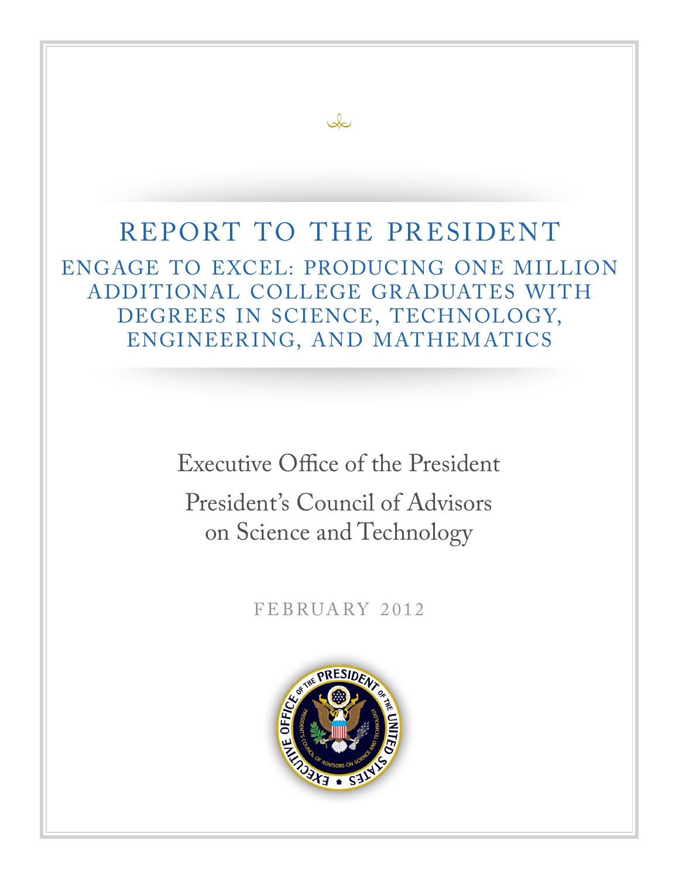# REPORT TO THE PRESIDENT

## ENGAGE TO EXCEL: PRODUCING ONE MILLION ADDITIONAL COLLEGE GRADUATES WITH DEGREES IN SCIENCE, TECHNOLOGY, ENGINEERING, AND MATHEMATICS

Executive Office of the President

President's Council of Advisors on Science and Technology

FEBRUARY 2012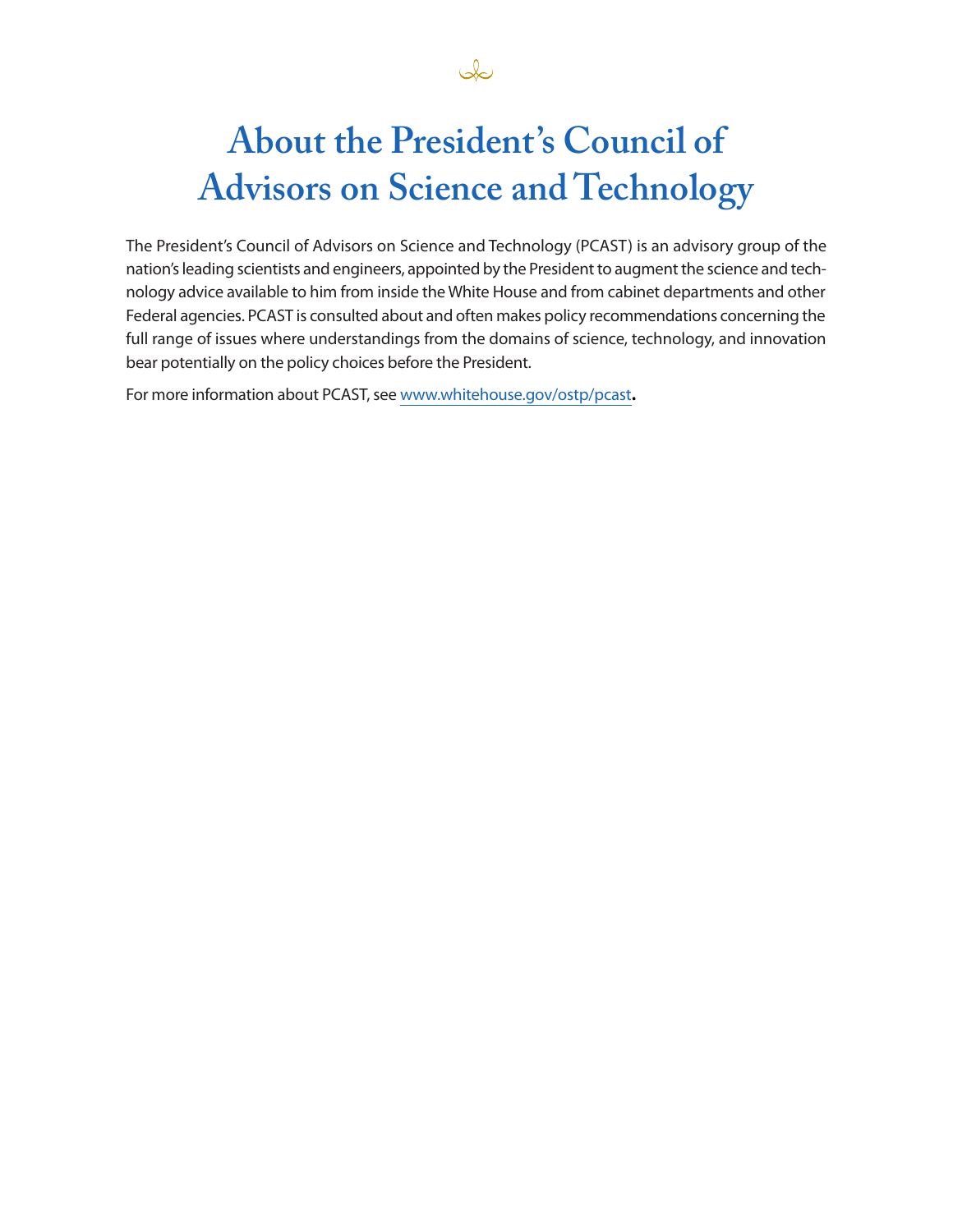# About the President's Council of Advisors on Science and Technology

The President's Council of Advisors on Science and Technology (PCAST) is an advisory group of the nation's leading scientists and engineers, appointed by the President to augment the science and technology advice available to him from inside the White House and from cabinet departments and other Federal agencies. PCAST is consulted about and often makes policy recommendations concerning the full range of issues where understandings from the domains of science, technology, and innovation bear potentially on the policy choices before the President.

For more information about PCAST, see www.whitehouse.gov/ostp/pcast.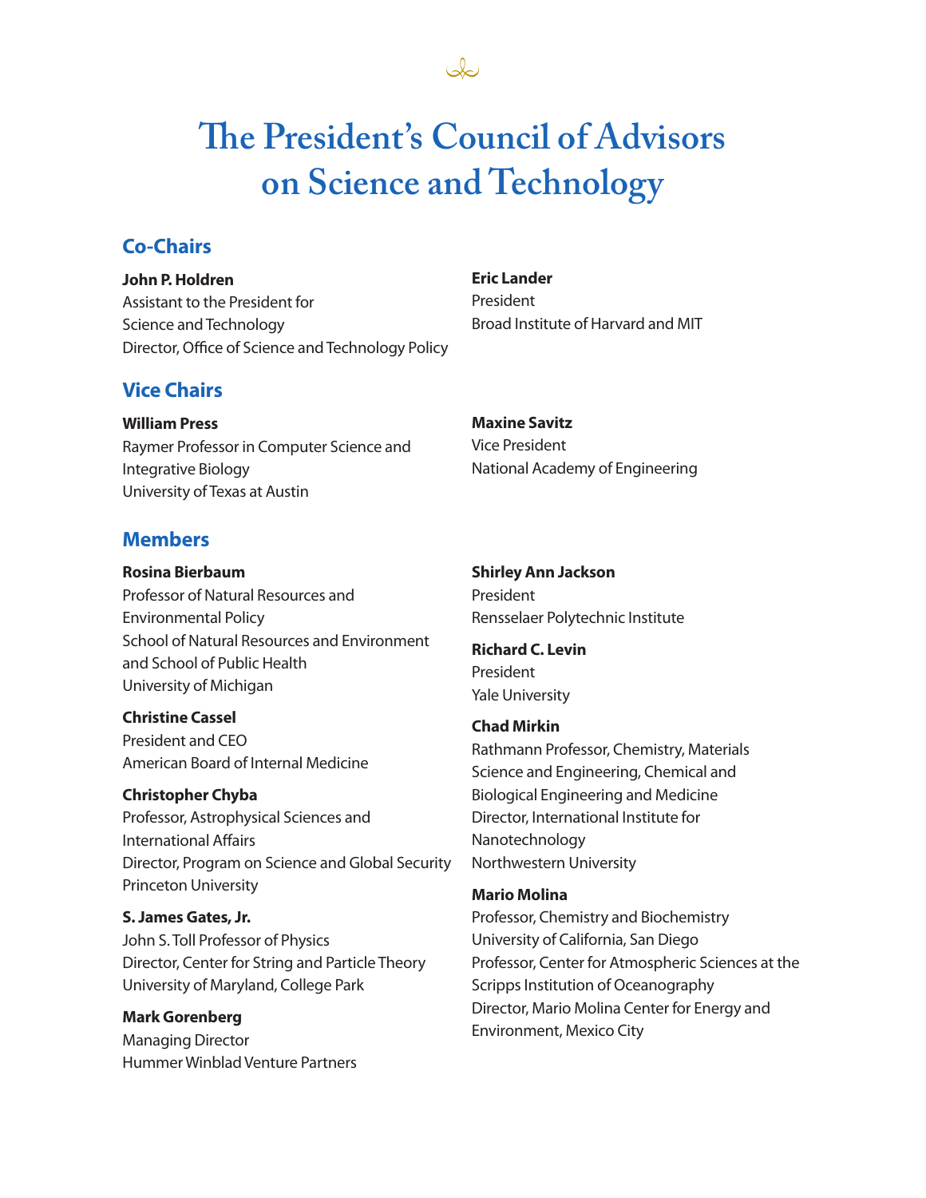# The President's Council of Advisors on Science and Technology

## Co-Chairs

**John P. Holdren**
Assistant to the President for
Science and Technology
Director, Office of Science and Technology Policy

**Eric Lander**
President
Broad Institute of Harvard and MIT

## Vice Chairs

**William Press**
Raymer Professor in Computer Science and
Integrative Biology
University of Texas at Austin

**Maxine Savitz**
Vice President
National Academy of Engineering

## Members

**Rosina Bierbaum**
Professor of Natural Resources and
Environmental Policy
School of Natural Resources and Environment
and School of Public Health
University of Michigan

**Christine Cassel**
President and CEO
American Board of Internal Medicine

**Christopher Chyba**
Professor, Astrophysical Sciences and
International Affairs
Director, Program on Science and Global Security
Princeton University

**S. James Gates, Jr.**
John S. Toll Professor of Physics
Director, Center for String and Particle Theory
University of Maryland, College Park

**Mark Gorenberg**
Managing Director
Hummer Winblad Venture Partners

**Shirley Ann Jackson**
President
Rensselaer Polytechnic Institute

**Richard C. Levin**
President
Yale University

**Chad Mirkin**
Rathmann Professor, Chemistry, Materials
Science and Engineering, Chemical and
Biological Engineering and Medicine
Director, International Institute for
Nanotechnology
Northwestern University

**Mario Molina**
Professor, Chemistry and Biochemistry
University of California, San Diego
Professor, Center for Atmospheric Sciences at the
Scripps Institution of Oceanography
Director, Mario Molina Center for Energy and
Environment, Mexico City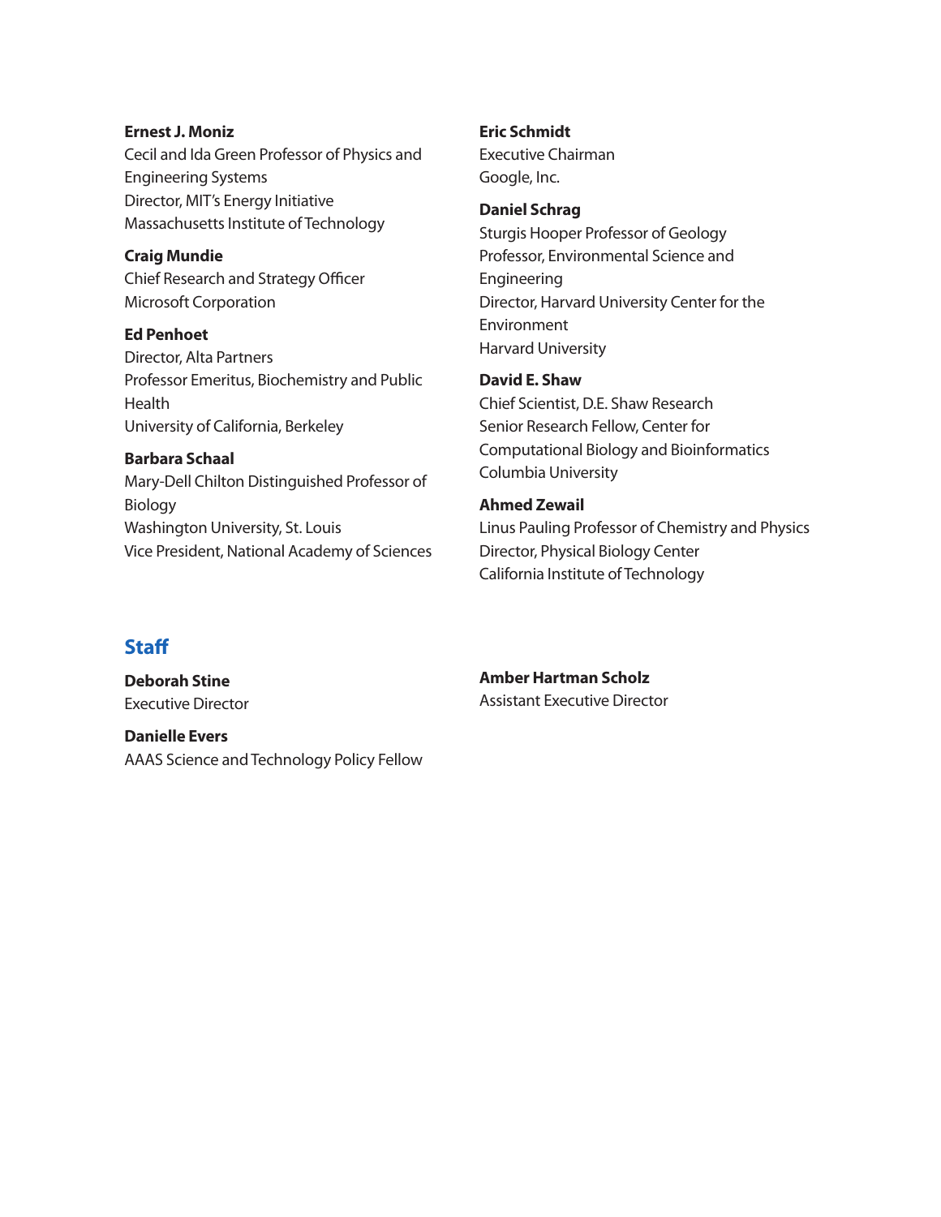**Ernest J. Moniz**
Cecil and Ida Green Professor of Physics and Engineering Systems
Director, MIT's Energy Initiative
Massachusetts Institute of Technology

**Craig Mundie**
Chief Research and Strategy Officer
Microsoft Corporation

**Ed Penhoet**
Director, Alta Partners
Professor Emeritus, Biochemistry and Public Health
University of California, Berkeley

**Barbara Schaal**
Mary-Dell Chilton Distinguished Professor of Biology
Washington University, St. Louis
Vice President, National Academy of Sciences

**Eric Schmidt**
Executive Chairman
Google, Inc.

**Daniel Schrag**
Sturgis Hooper Professor of Geology
Professor, Environmental Science and Engineering
Director, Harvard University Center for the Environment
Harvard University

**David E. Shaw**
Chief Scientist, D.E. Shaw Research
Senior Research Fellow, Center for Computational Biology and Bioinformatics
Columbia University

**Ahmed Zewail**
Linus Pauling Professor of Chemistry and Physics
Director, Physical Biology Center
California Institute of Technology

## Staff

**Deborah Stine**
Executive Director

**Danielle Evers**
AAAS Science and Technology Policy Fellow

**Amber Hartman Scholz**
Assistant Executive Director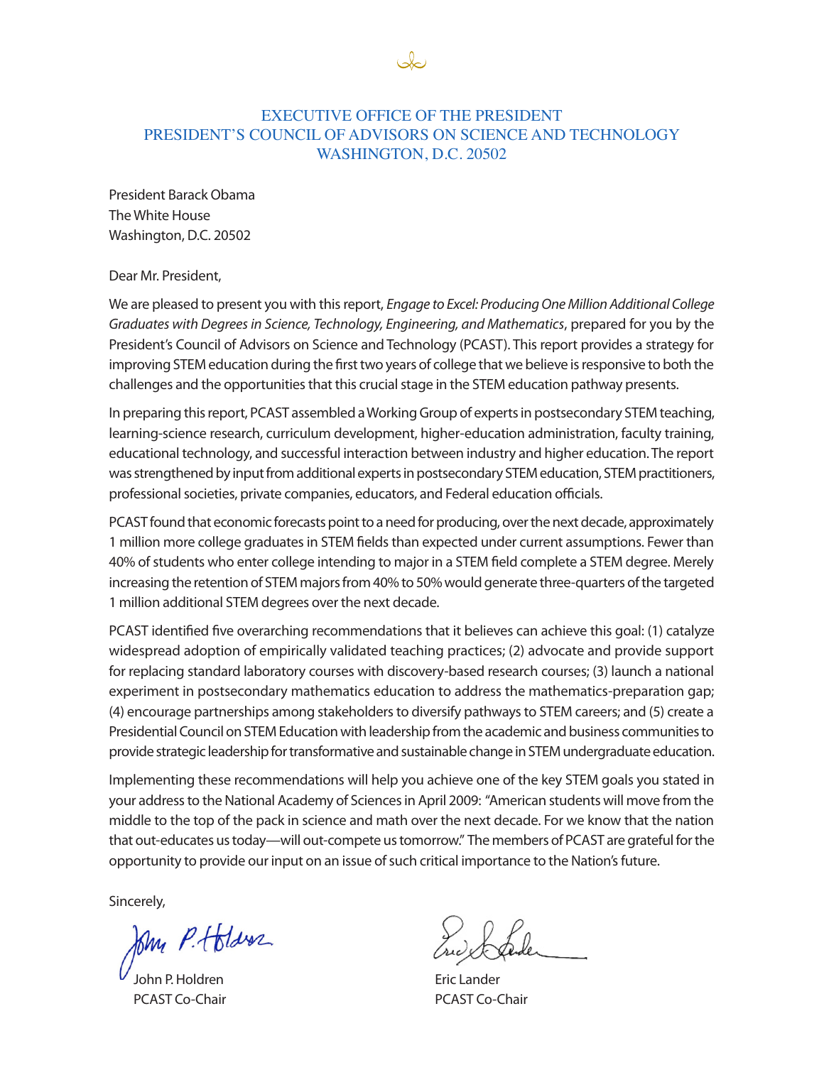EXECUTIVE OFFICE OF THE PRESIDENT
PRESIDENT'S COUNCIL OF ADVISORS ON SCIENCE AND TECHNOLOGY
WASHINGTON, D.C. 20502

President Barack Obama
The White House
Washington, D.C. 20502

Dear Mr. President,

We are pleased to present you with this report, *Engage to Excel: Producing One Million Additional College Graduates with Degrees in Science, Technology, Engineering, and Mathematics*, prepared for you by the President's Council of Advisors on Science and Technology (PCAST). This report provides a strategy for improving STEM education during the first two years of college that we believe is responsive to both the challenges and the opportunities that this crucial stage in the STEM education pathway presents.

In preparing this report, PCAST assembled a Working Group of experts in postsecondary STEM teaching, learning-science research, curriculum development, higher-education administration, faculty training, educational technology, and successful interaction between industry and higher education. The report was strengthened by input from additional experts in postsecondary STEM education, STEM practitioners, professional societies, private companies, educators, and Federal education officials.

PCAST found that economic forecasts point to a need for producing, over the next decade, approximately 1 million more college graduates in STEM fields than expected under current assumptions. Fewer than 40% of students who enter college intending to major in a STEM field complete a STEM degree. Merely increasing the retention of STEM majors from 40% to 50% would generate three-quarters of the targeted 1 million additional STEM degrees over the next decade.

PCAST identified five overarching recommendations that it believes can achieve this goal: (1) catalyze widespread adoption of empirically validated teaching practices; (2) advocate and provide support for replacing standard laboratory courses with discovery-based research courses; (3) launch a national experiment in postsecondary mathematics education to address the mathematics-preparation gap; (4) encourage partnerships among stakeholders to diversify pathways to STEM careers; and (5) create a Presidential Council on STEM Education with leadership from the academic and business communities to provide strategic leadership for transformative and sustainable change in STEM undergraduate education.

Implementing these recommendations will help you achieve one of the key STEM goals you stated in your address to the National Academy of Sciences in April 2009: "American students will move from the middle to the top of the pack in science and math over the next decade. For we know that the nation that out-educates us today—will out-compete us tomorrow." The members of PCAST are grateful for the opportunity to provide our input on an issue of such critical importance to the Nation's future.

Sincerely,

John P. Holdren
PCAST Co-Chair

Eric Lander
PCAST Co-Chair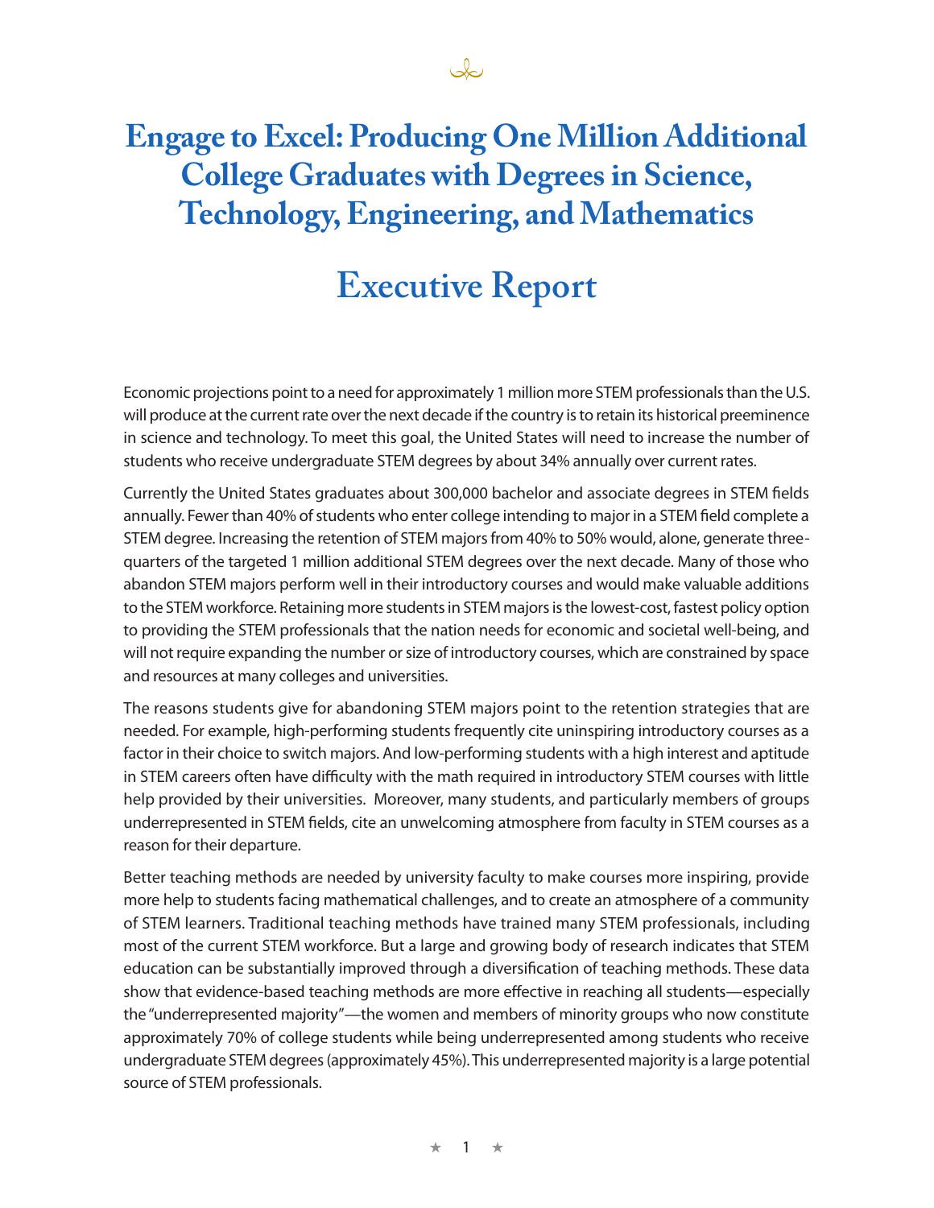# Engage to Excel: Producing One Million Additional College Graduates with Degrees in Science, Technology, Engineering, and Mathematics

# Executive Report

Economic projections point to a need for approximately 1 million more STEM professionals than the U.S. will produce at the current rate over the next decade if the country is to retain its historical preeminence in science and technology. To meet this goal, the United States will need to increase the number of students who receive undergraduate STEM degrees by about 34% annually over current rates.

Currently the United States graduates about 300,000 bachelor and associate degrees in STEM fields annually. Fewer than 40% of students who enter college intending to major in a STEM field complete a STEM degree. Increasing the retention of STEM majors from 40% to 50% would, alone, generate three-quarters of the targeted 1 million additional STEM degrees over the next decade. Many of those who abandon STEM majors perform well in their introductory courses and would make valuable additions to the STEM workforce. Retaining more students in STEM majors is the lowest-cost, fastest policy option to providing the STEM professionals that the nation needs for economic and societal well-being, and will not require expanding the number or size of introductory courses, which are constrained by space and resources at many colleges and universities.

The reasons students give for abandoning STEM majors point to the retention strategies that are needed. For example, high-performing students frequently cite uninspiring introductory courses as a factor in their choice to switch majors. And low-performing students with a high interest and aptitude in STEM careers often have difficulty with the math required in introductory STEM courses with little help provided by their universities. Moreover, many students, and particularly members of groups underrepresented in STEM fields, cite an unwelcoming atmosphere from faculty in STEM courses as a reason for their departure.

Better teaching methods are needed by university faculty to make courses more inspiring, provide more help to students facing mathematical challenges, and to create an atmosphere of a community of STEM learners. Traditional teaching methods have trained many STEM professionals, including most of the current STEM workforce. But a large and growing body of research indicates that STEM education can be substantially improved through a diversification of teaching methods. These data show that evidence-based teaching methods are more effective in reaching all students—especially the "underrepresented majority"—the women and members of minority groups who now constitute approximately 70% of college students while being underrepresented among students who receive undergraduate STEM degrees (approximately 45%). This underrepresented majority is a large potential source of STEM professionals.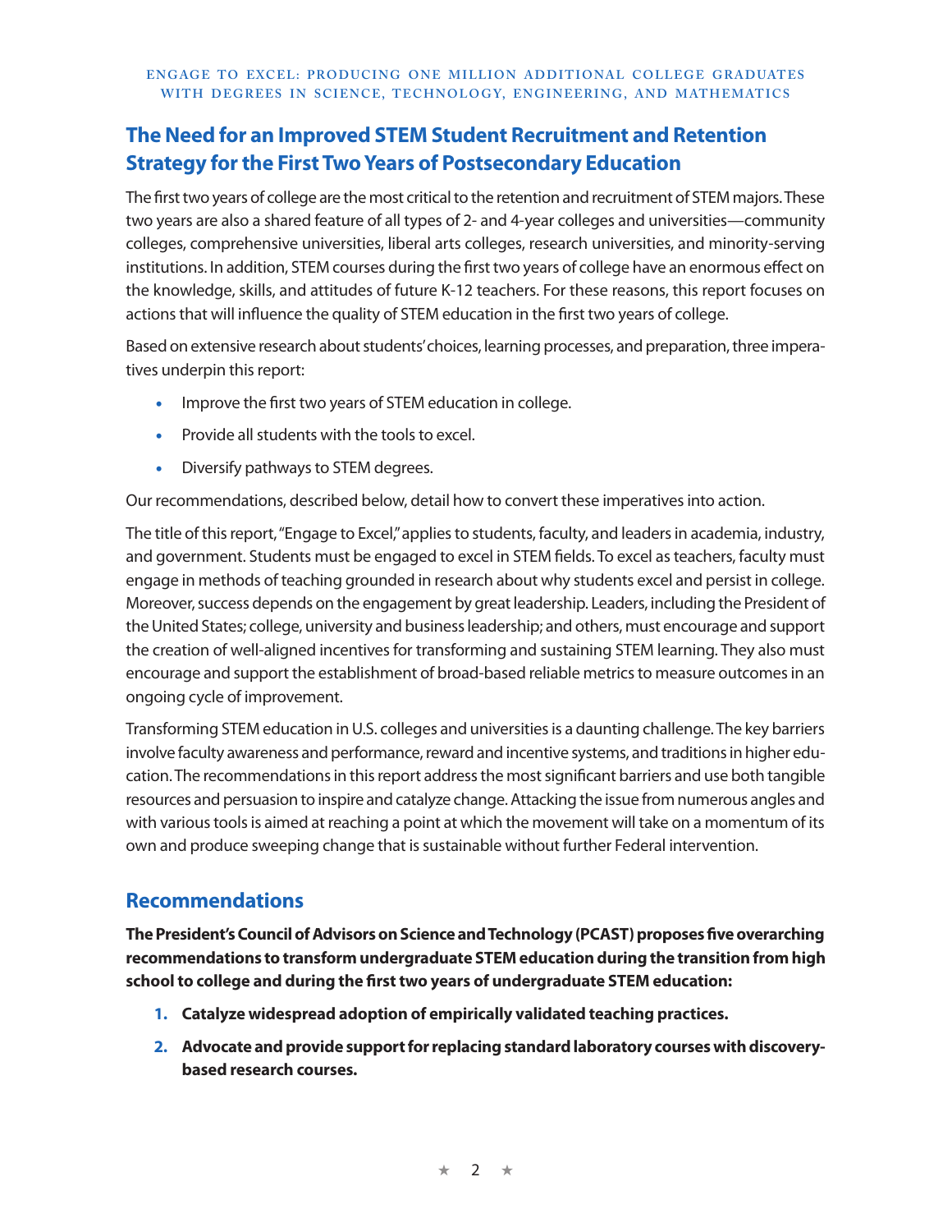## The Need for an Improved STEM Student Recruitment and Retention Strategy for the First Two Years of Postsecondary Education

The first two years of college are the most critical to the retention and recruitment of STEM majors. These two years are also a shared feature of all types of 2- and 4-year colleges and universities—community colleges, comprehensive universities, liberal arts colleges, research universities, and minority-serving institutions. In addition, STEM courses during the first two years of college have an enormous effect on the knowledge, skills, and attitudes of future K-12 teachers. For these reasons, this report focuses on actions that will influence the quality of STEM education in the first two years of college.

Based on extensive research about students' choices, learning processes, and preparation, three imperatives underpin this report:

- Improve the first two years of STEM education in college.
- Provide all students with the tools to excel.
- Diversify pathways to STEM degrees.

Our recommendations, described below, detail how to convert these imperatives into action.

The title of this report, "Engage to Excel," applies to students, faculty, and leaders in academia, industry, and government. Students must be engaged to excel in STEM fields. To excel as teachers, faculty must engage in methods of teaching grounded in research about why students excel and persist in college. Moreover, success depends on the engagement by great leadership. Leaders, including the President of the United States; college, university and business leadership; and others, must encourage and support the creation of well-aligned incentives for transforming and sustaining STEM learning. They also must encourage and support the establishment of broad-based reliable metrics to measure outcomes in an ongoing cycle of improvement.

Transforming STEM education in U.S. colleges and universities is a daunting challenge. The key barriers involve faculty awareness and performance, reward and incentive systems, and traditions in higher education. The recommendations in this report address the most significant barriers and use both tangible resources and persuasion to inspire and catalyze change. Attacking the issue from numerous angles and with various tools is aimed at reaching a point at which the movement will take on a momentum of its own and produce sweeping change that is sustainable without further Federal intervention.

## Recommendations

**The President's Council of Advisors on Science and Technology (PCAST) proposes five overarching recommendations to transform undergraduate STEM education during the transition from high school to college and during the first two years of undergraduate STEM education:**

1. **Catalyze widespread adoption of empirically validated teaching practices.**
2. **Advocate and provide support for replacing standard laboratory courses with discovery-based research courses.**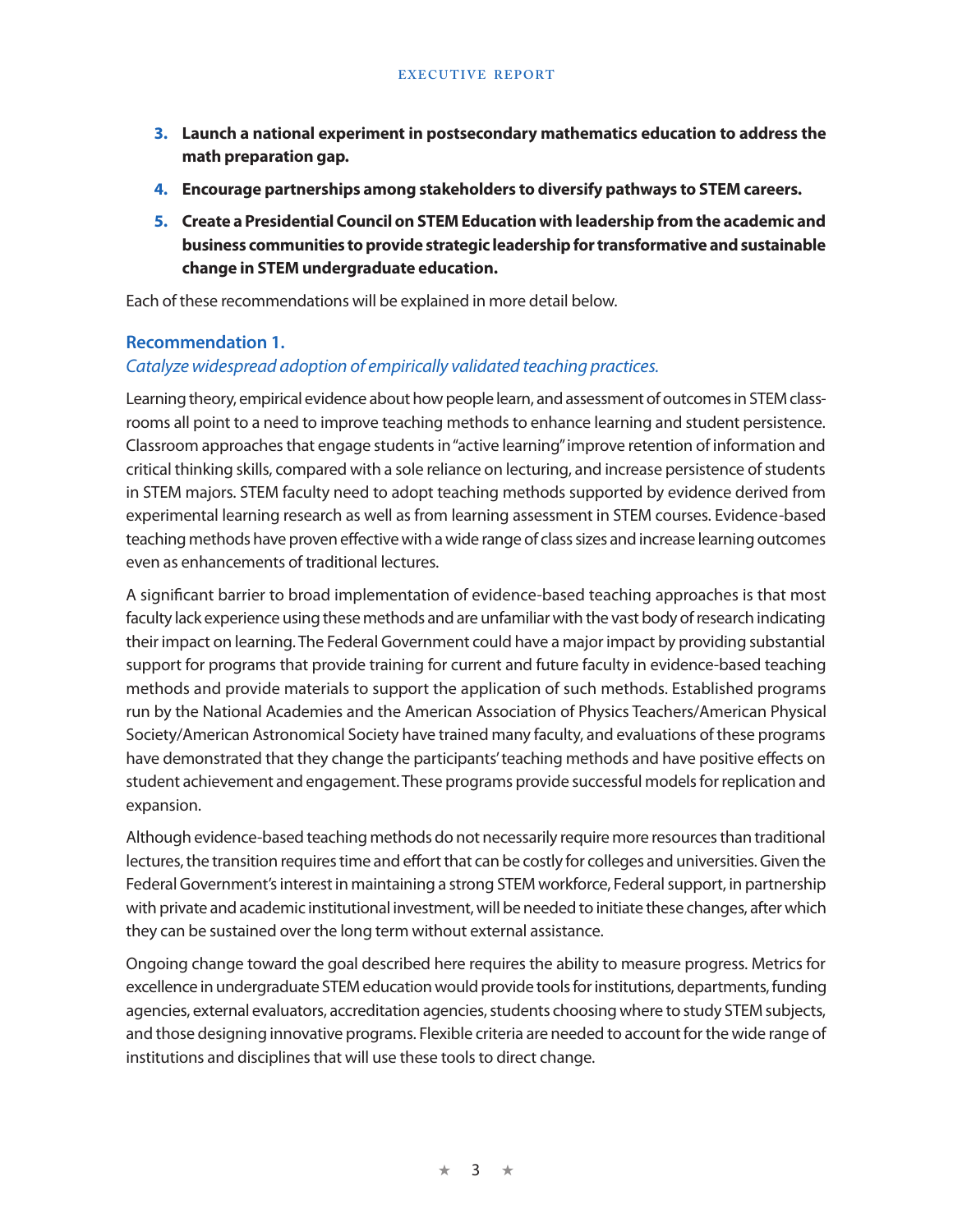3. **Launch a national experiment in postsecondary mathematics education to address the math preparation gap.**
4. **Encourage partnerships among stakeholders to diversify pathways to STEM careers.**
5. **Create a Presidential Council on STEM Education with leadership from the academic and business communities to provide strategic leadership for transformative and sustainable change in STEM undergraduate education.**

Each of these recommendations will be explained in more detail below.

### Recommendation 1.

*Catalyze widespread adoption of empirically validated teaching practices.*

Learning theory, empirical evidence about how people learn, and assessment of outcomes in STEM classrooms all point to a need to improve teaching methods to enhance learning and student persistence. Classroom approaches that engage students in "active learning" improve retention of information and critical thinking skills, compared with a sole reliance on lecturing, and increase persistence of students in STEM majors. STEM faculty need to adopt teaching methods supported by evidence derived from experimental learning research as well as from learning assessment in STEM courses. Evidence-based teaching methods have proven effective with a wide range of class sizes and increase learning outcomes even as enhancements of traditional lectures.

A significant barrier to broad implementation of evidence-based teaching approaches is that most faculty lack experience using these methods and are unfamiliar with the vast body of research indicating their impact on learning. The Federal Government could have a major impact by providing substantial support for programs that provide training for current and future faculty in evidence-based teaching methods and provide materials to support the application of such methods. Established programs run by the National Academies and the American Association of Physics Teachers/American Physical Society/American Astronomical Society have trained many faculty, and evaluations of these programs have demonstrated that they change the participants' teaching methods and have positive effects on student achievement and engagement. These programs provide successful models for replication and expansion.

Although evidence-based teaching methods do not necessarily require more resources than traditional lectures, the transition requires time and effort that can be costly for colleges and universities. Given the Federal Government's interest in maintaining a strong STEM workforce, Federal support, in partnership with private and academic institutional investment, will be needed to initiate these changes, after which they can be sustained over the long term without external assistance.

Ongoing change toward the goal described here requires the ability to measure progress. Metrics for excellence in undergraduate STEM education would provide tools for institutions, departments, funding agencies, external evaluators, accreditation agencies, students choosing where to study STEM subjects, and those designing innovative programs. Flexible criteria are needed to account for the wide range of institutions and disciplines that will use these tools to direct change.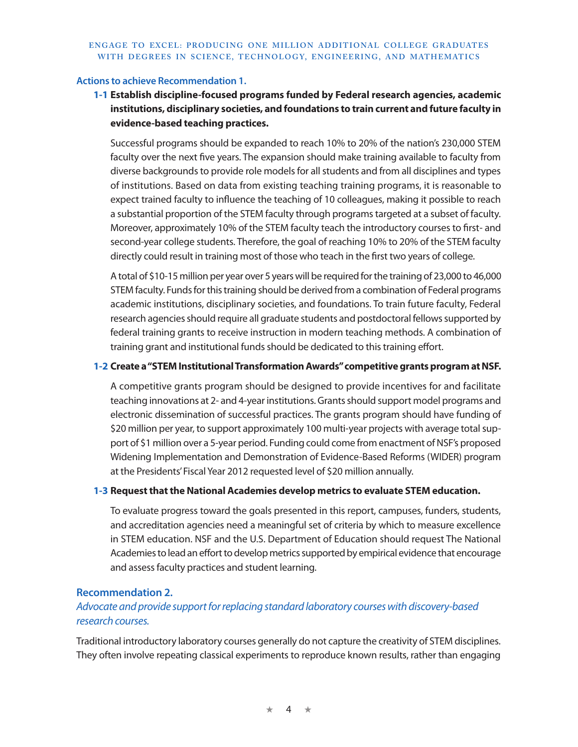### Actions to achieve Recommendation 1.

**1-1 Establish discipline-focused programs funded by Federal research agencies, academic institutions, disciplinary societies, and foundations to train current and future faculty in evidence-based teaching practices.**

Successful programs should be expanded to reach 10% to 20% of the nation's 230,000 STEM faculty over the next five years. The expansion should make training available to faculty from diverse backgrounds to provide role models for all students and from all disciplines and types of institutions. Based on data from existing teaching training programs, it is reasonable to expect trained faculty to influence the teaching of 10 colleagues, making it possible to reach a substantial proportion of the STEM faculty through programs targeted at a subset of faculty. Moreover, approximately 10% of the STEM faculty teach the introductory courses to first- and second-year college students. Therefore, the goal of reaching 10% to 20% of the STEM faculty directly could result in training most of those who teach in the first two years of college.

A total of $10-15 million per year over 5 years will be required for the training of 23,000 to 46,000 STEM faculty. Funds for this training should be derived from a combination of Federal programs academic institutions, disciplinary societies, and foundations. To train future faculty, Federal research agencies should require all graduate students and postdoctoral fellows supported by federal training grants to receive instruction in modern teaching methods. A combination of training grant and institutional funds should be dedicated to this training effort.

**1-2 Create a "STEM Institutional Transformation Awards" competitive grants program at NSF.**

A competitive grants program should be designed to provide incentives for and facilitate teaching innovations at 2- and 4-year institutions. Grants should support model programs and electronic dissemination of successful practices. The grants program should have funding of $20 million per year, to support approximately 100 multi-year projects with average total support of $1 million over a 5-year period. Funding could come from enactment of NSF's proposed Widening Implementation and Demonstration of Evidence-Based Reforms (WIDER) program at the Presidents' Fiscal Year 2012 requested level of $20 million annually.

**1-3 Request that the National Academies develop metrics to evaluate STEM education.**

To evaluate progress toward the goals presented in this report, campuses, funders, students, and accreditation agencies need a meaningful set of criteria by which to measure excellence in STEM education. NSF and the U.S. Department of Education should request The National Academies to lead an effort to develop metrics supported by empirical evidence that encourage and assess faculty practices and student learning.

### Recommendation 2.

*Advocate and provide support for replacing standard laboratory courses with discovery-based research courses.*

Traditional introductory laboratory courses generally do not capture the creativity of STEM disciplines. They often involve repeating classical experiments to reproduce known results, rather than engaging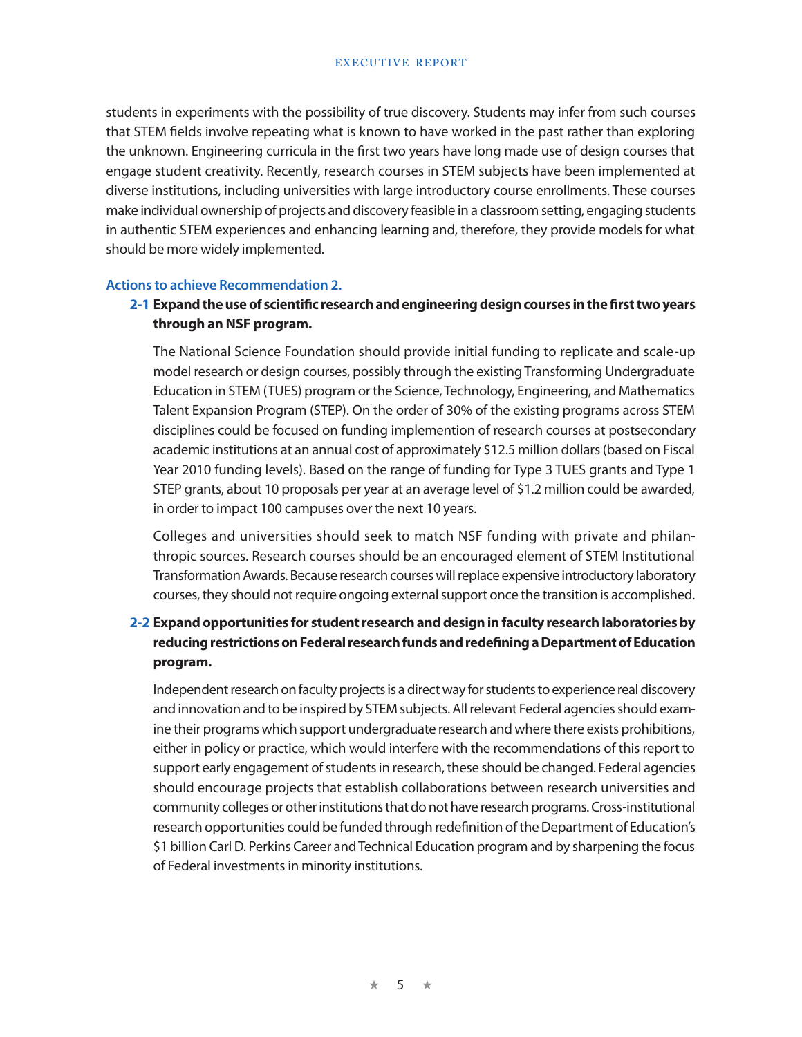students in experiments with the possibility of true discovery. Students may infer from such courses that STEM fields involve repeating what is known to have worked in the past rather than exploring the unknown. Engineering curricula in the first two years have long made use of design courses that engage student creativity. Recently, research courses in STEM subjects have been implemented at diverse institutions, including universities with large introductory course enrollments. These courses make individual ownership of projects and discovery feasible in a classroom setting, engaging students in authentic STEM experiences and enhancing learning and, therefore, they provide models for what should be more widely implemented.

### Actions to achieve Recommendation 2.

**2-1 Expand the use of scientific research and engineering design courses in the first two years through an NSF program.**

The National Science Foundation should provide initial funding to replicate and scale-up model research or design courses, possibly through the existing Transforming Undergraduate Education in STEM (TUES) program or the Science, Technology, Engineering, and Mathematics Talent Expansion Program (STEP). On the order of 30% of the existing programs across STEM disciplines could be focused on funding implemention of research courses at postsecondary academic institutions at an annual cost of approximately $12.5 million dollars (based on Fiscal Year 2010 funding levels). Based on the range of funding for Type 3 TUES grants and Type 1 STEP grants, about 10 proposals per year at an average level of $1.2 million could be awarded, in order to impact 100 campuses over the next 10 years.

Colleges and universities should seek to match NSF funding with private and philanthropic sources. Research courses should be an encouraged element of STEM Institutional Transformation Awards. Because research courses will replace expensive introductory laboratory courses, they should not require ongoing external support once the transition is accomplished.

**2-2 Expand opportunities for student research and design in faculty research laboratories by reducing restrictions on Federal research funds and redefining a Department of Education program.**

Independent research on faculty projects is a direct way for students to experience real discovery and innovation and to be inspired by STEM subjects. All relevant Federal agencies should examine their programs which support undergraduate research and where there exists prohibitions, either in policy or practice, which would interfere with the recommendations of this report to support early engagement of students in research, these should be changed. Federal agencies should encourage projects that establish collaborations between research universities and community colleges or other institutions that do not have research programs. Cross-institutional research opportunities could be funded through redefinition of the Department of Education's $1 billion Carl D. Perkins Career and Technical Education program and by sharpening the focus of Federal investments in minority institutions.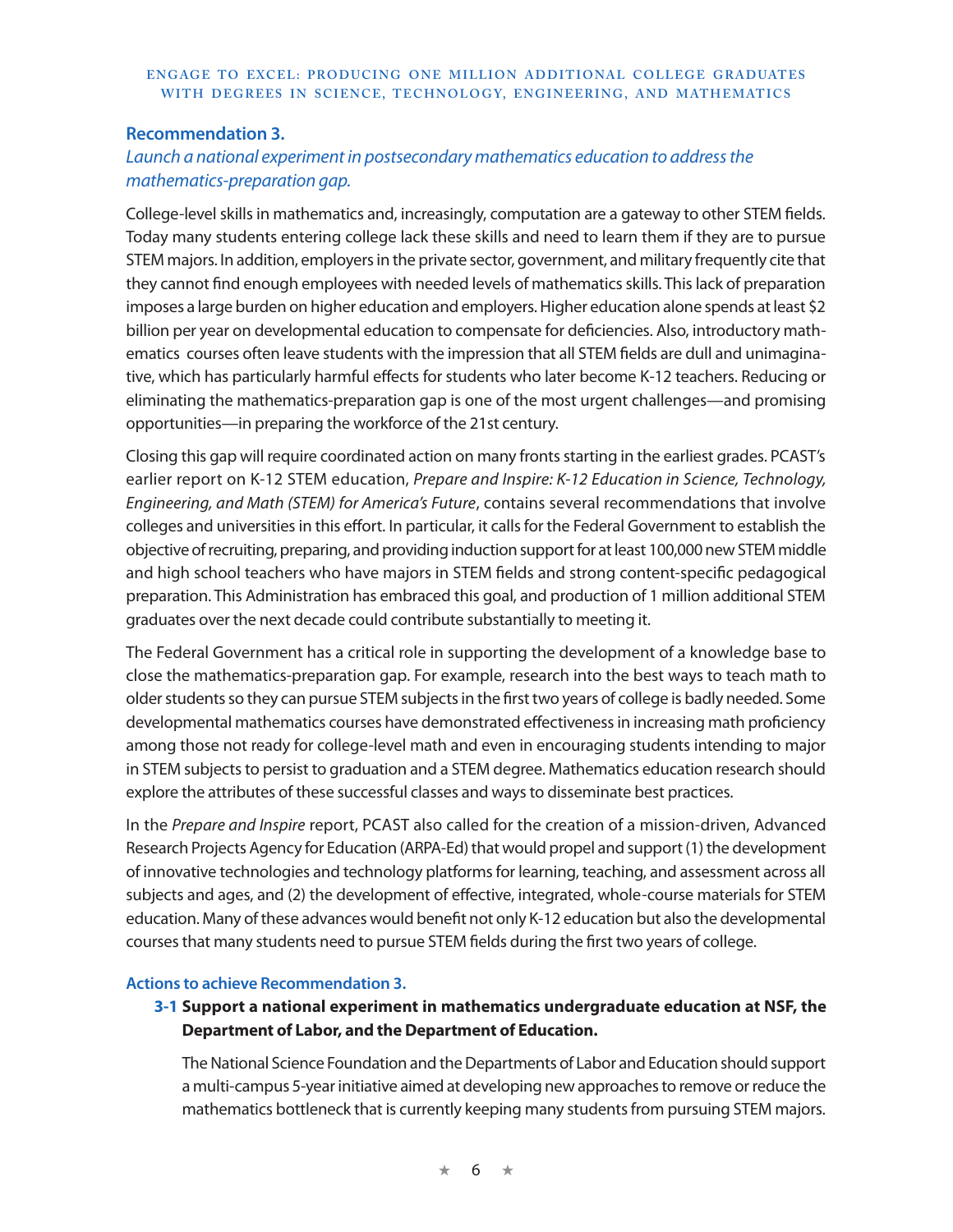## Recommendation 3.

*Launch a national experiment in postsecondary mathematics education to address the mathematics-preparation gap.*

College-level skills in mathematics and, increasingly, computation are a gateway to other STEM fields. Today many students entering college lack these skills and need to learn them if they are to pursue STEM majors. In addition, employers in the private sector, government, and military frequently cite that they cannot find enough employees with needed levels of mathematics skills. This lack of preparation imposes a large burden on higher education and employers. Higher education alone spends at least $2 billion per year on developmental education to compensate for deficiencies. Also, introductory mathematics courses often leave students with the impression that all STEM fields are dull and unimaginative, which has particularly harmful effects for students who later become K-12 teachers. Reducing or eliminating the mathematics-preparation gap is one of the most urgent challenges—and promising opportunities—in preparing the workforce of the 21st century.

Closing this gap will require coordinated action on many fronts starting in the earliest grades. PCAST's earlier report on K-12 STEM education, *Prepare and Inspire: K-12 Education in Science, Technology, Engineering, and Math (STEM) for America's Future*, contains several recommendations that involve colleges and universities in this effort. In particular, it calls for the Federal Government to establish the objective of recruiting, preparing, and providing induction support for at least 100,000 new STEM middle and high school teachers who have majors in STEM fields and strong content-specific pedagogical preparation. This Administration has embraced this goal, and production of 1 million additional STEM graduates over the next decade could contribute substantially to meeting it.

The Federal Government has a critical role in supporting the development of a knowledge base to close the mathematics-preparation gap. For example, research into the best ways to teach math to older students so they can pursue STEM subjects in the first two years of college is badly needed. Some developmental mathematics courses have demonstrated effectiveness in increasing math proficiency among those not ready for college-level math and even in encouraging students intending to major in STEM subjects to persist to graduation and a STEM degree. Mathematics education research should explore the attributes of these successful classes and ways to disseminate best practices.

In the *Prepare and Inspire* report, PCAST also called for the creation of a mission-driven, Advanced Research Projects Agency for Education (ARPA-Ed) that would propel and support (1) the development of innovative technologies and technology platforms for learning, teaching, and assessment across all subjects and ages, and (2) the development of effective, integrated, whole-course materials for STEM education. Many of these advances would benefit not only K-12 education but also the developmental courses that many students need to pursue STEM fields during the first two years of college.

### Actions to achieve Recommendation 3.

**3-1 Support a national experiment in mathematics undergraduate education at NSF, the Department of Labor, and the Department of Education.**

The National Science Foundation and the Departments of Labor and Education should support a multi-campus 5-year initiative aimed at developing new approaches to remove or reduce the mathematics bottleneck that is currently keeping many students from pursuing STEM majors.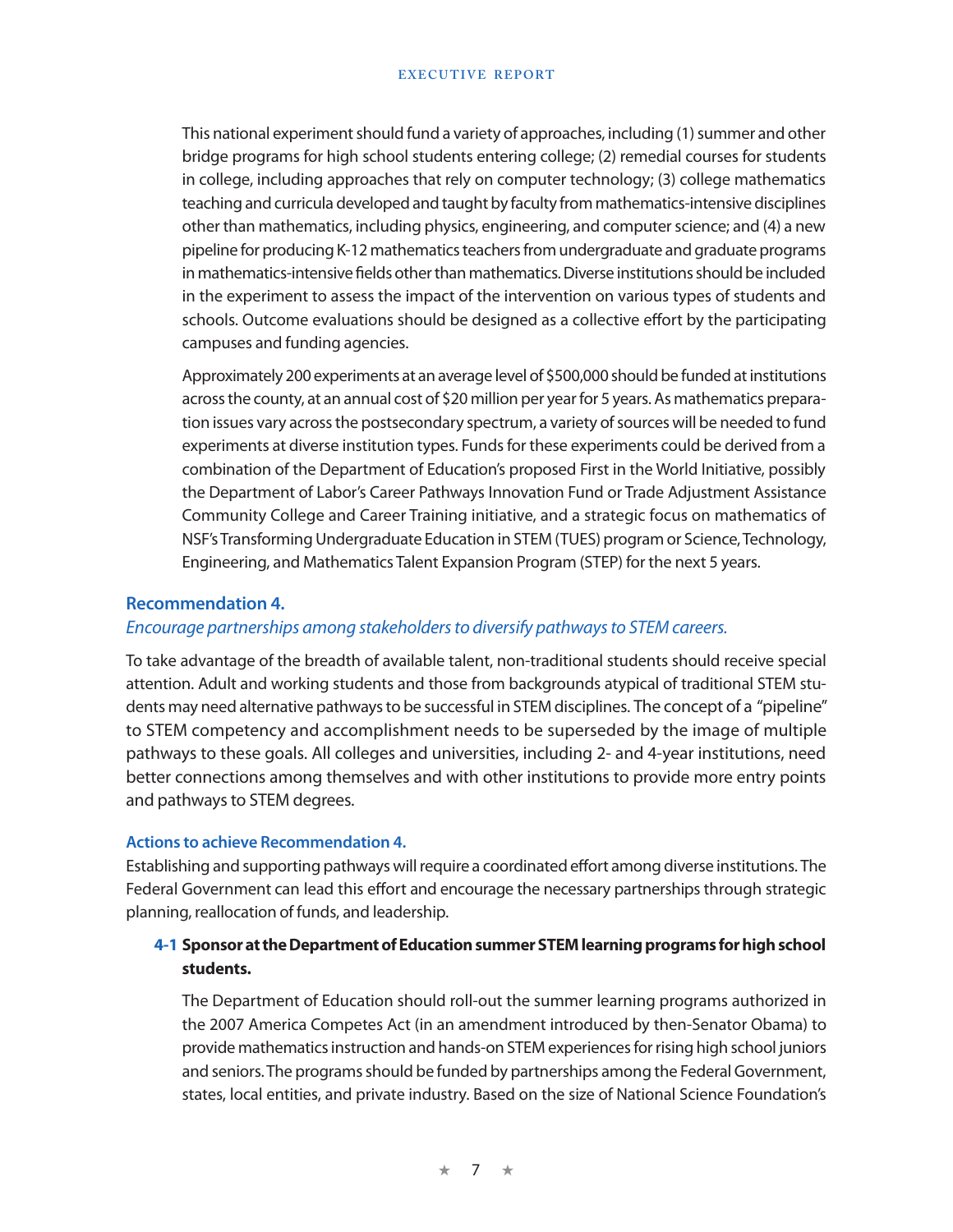This national experiment should fund a variety of approaches, including (1) summer and other bridge programs for high school students entering college; (2) remedial courses for students in college, including approaches that rely on computer technology; (3) college mathematics teaching and curricula developed and taught by faculty from mathematics-intensive disciplines other than mathematics, including physics, engineering, and computer science; and (4) a new pipeline for producing K-12 mathematics teachers from undergraduate and graduate programs in mathematics-intensive fields other than mathematics. Diverse institutions should be included in the experiment to assess the impact of the intervention on various types of students and schools. Outcome evaluations should be designed as a collective effort by the participating campuses and funding agencies.

Approximately 200 experiments at an average level of $500,000 should be funded at institutions across the county, at an annual cost of $20 million per year for 5 years. As mathematics preparation issues vary across the postsecondary spectrum, a variety of sources will be needed to fund experiments at diverse institution types. Funds for these experiments could be derived from a combination of the Department of Education's proposed First in the World Initiative, possibly the Department of Labor's Career Pathways Innovation Fund or Trade Adjustment Assistance Community College and Career Training initiative, and a strategic focus on mathematics of NSF's Transforming Undergraduate Education in STEM (TUES) program or Science, Technology, Engineering, and Mathematics Talent Expansion Program (STEP) for the next 5 years.

### Recommendation 4.

*Encourage partnerships among stakeholders to diversify pathways to STEM careers.*

To take advantage of the breadth of available talent, non-traditional students should receive special attention. Adult and working students and those from backgrounds atypical of traditional STEM students may need alternative pathways to be successful in STEM disciplines. The concept of a "pipeline" to STEM competency and accomplishment needs to be superseded by the image of multiple pathways to these goals. All colleges and universities, including 2- and 4-year institutions, need better connections among themselves and with other institutions to provide more entry points and pathways to STEM degrees.

#### Actions to achieve Recommendation 4.

Establishing and supporting pathways will require a coordinated effort among diverse institutions. The Federal Government can lead this effort and encourage the necessary partnerships through strategic planning, reallocation of funds, and leadership.

**4-1 Sponsor at the Department of Education summer STEM learning programs for high school students.**

The Department of Education should roll-out the summer learning programs authorized in the 2007 America Competes Act (in an amendment introduced by then-Senator Obama) to provide mathematics instruction and hands-on STEM experiences for rising high school juniors and seniors. The programs should be funded by partnerships among the Federal Government, states, local entities, and private industry. Based on the size of National Science Foundation's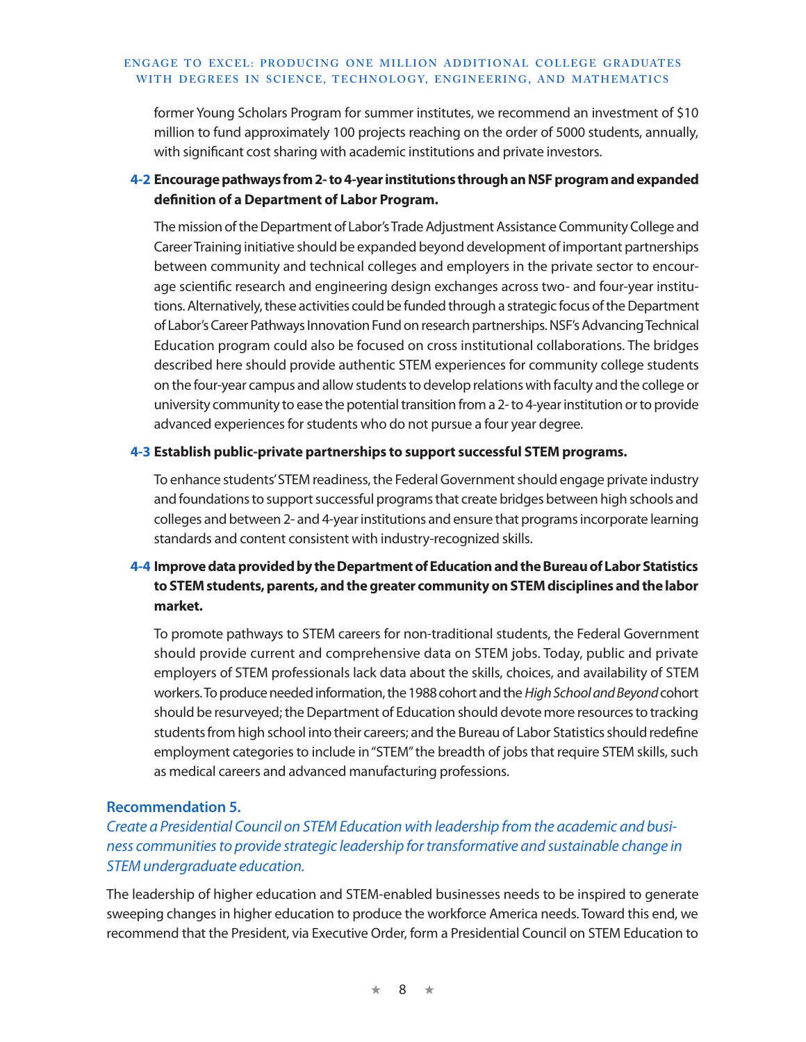former Young Scholars Program for summer institutes, we recommend an investment of $10 million to fund approximately 100 projects reaching on the order of 5000 students, annually, with significant cost sharing with academic institutions and private investors.

**4-2 Encourage pathways from 2- to 4-year institutions through an NSF program and expanded definition of a Department of Labor Program.**

The mission of the Department of Labor's Trade Adjustment Assistance Community College and Career Training initiative should be expanded beyond development of important partnerships between community and technical colleges and employers in the private sector to encourage scientific research and engineering design exchanges across two- and four-year institutions. Alternatively, these activities could be funded through a strategic focus of the Department of Labor's Career Pathways Innovation Fund on research partnerships. NSF's Advancing Technical Education program could also be focused on cross institutional collaborations. The bridges described here should provide authentic STEM experiences for community college students on the four-year campus and allow students to develop relations with faculty and the college or university community to ease the potential transition from a 2- to 4-year institution or to provide advanced experiences for students who do not pursue a four year degree.

**4-3 Establish public-private partnerships to support successful STEM programs.**

To enhance students' STEM readiness, the Federal Government should engage private industry and foundations to support successful programs that create bridges between high schools and colleges and between 2- and 4-year institutions and ensure that programs incorporate learning standards and content consistent with industry-recognized skills.

**4-4 Improve data provided by the Department of Education and the Bureau of Labor Statistics to STEM students, parents, and the greater community on STEM disciplines and the labor market.**

To promote pathways to STEM careers for non-traditional students, the Federal Government should provide current and comprehensive data on STEM jobs. Today, public and private employers of STEM professionals lack data about the skills, choices, and availability of STEM workers. To produce needed information, the 1988 cohort and the *High School and Beyond* cohort should be resurveyed; the Department of Education should devote more resources to tracking students from high school into their careers; and the Bureau of Labor Statistics should redefine employment categories to include in "STEM" the breadth of jobs that require STEM skills, such as medical careers and advanced manufacturing professions.

### Recommendation 5.

*Create a Presidential Council on STEM Education with leadership from the academic and business communities to provide strategic leadership for transformative and sustainable change in STEM undergraduate education.*

The leadership of higher education and STEM-enabled businesses needs to be inspired to generate sweeping changes in higher education to produce the workforce America needs. Toward this end, we recommend that the President, via Executive Order, form a Presidential Council on STEM Education to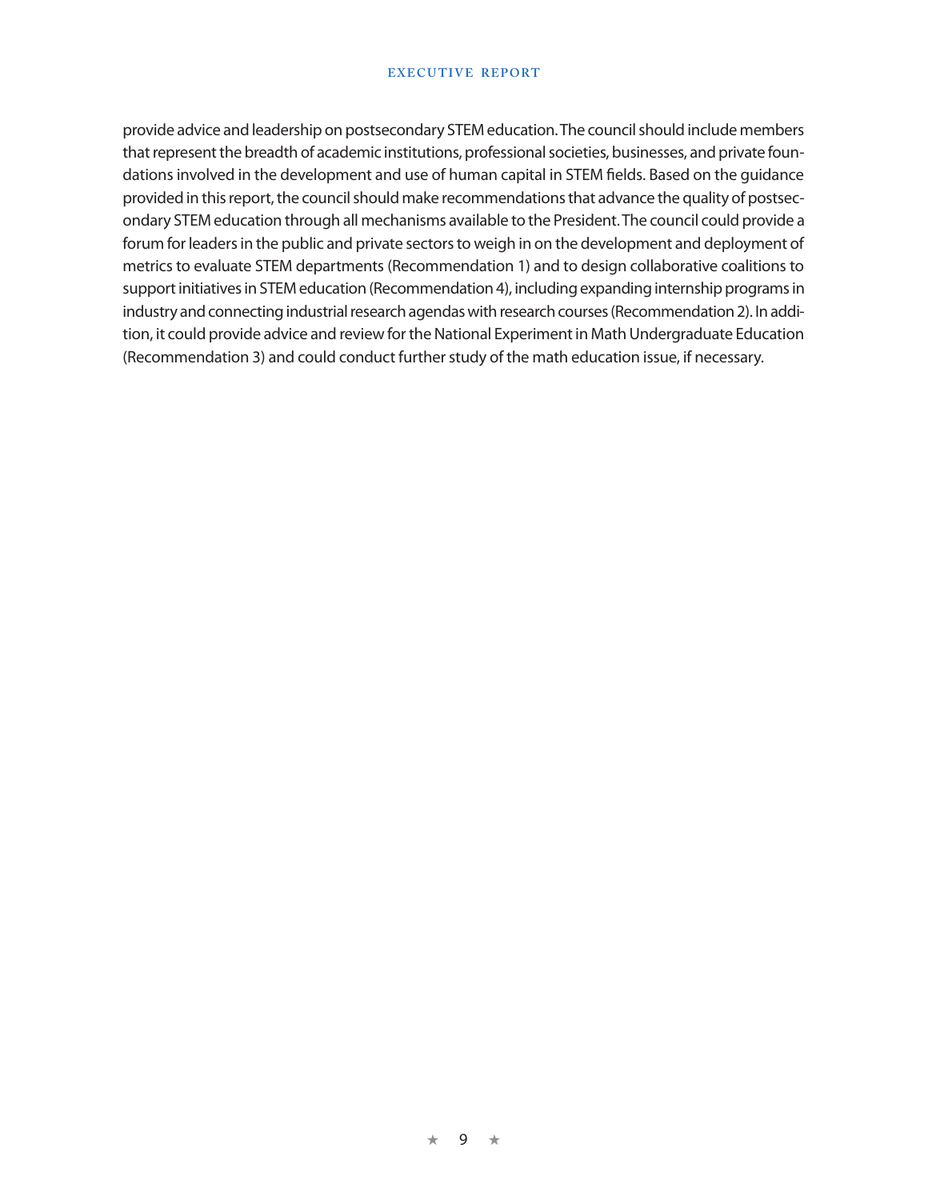provide advice and leadership on postsecondary STEM education. The council should include members that represent the breadth of academic institutions, professional societies, businesses, and private foundations involved in the development and use of human capital in STEM fields. Based on the guidance provided in this report, the council should make recommendations that advance the quality of postsecondary STEM education through all mechanisms available to the President. The council could provide a forum for leaders in the public and private sectors to weigh in on the development and deployment of metrics to evaluate STEM departments (Recommendation 1) and to design collaborative coalitions to support initiatives in STEM education (Recommendation 4), including expanding internship programs in industry and connecting industrial research agendas with research courses (Recommendation 2). In addition, it could provide advice and review for the National Experiment in Math Undergraduate Education (Recommendation 3) and could conduct further study of the math education issue, if necessary.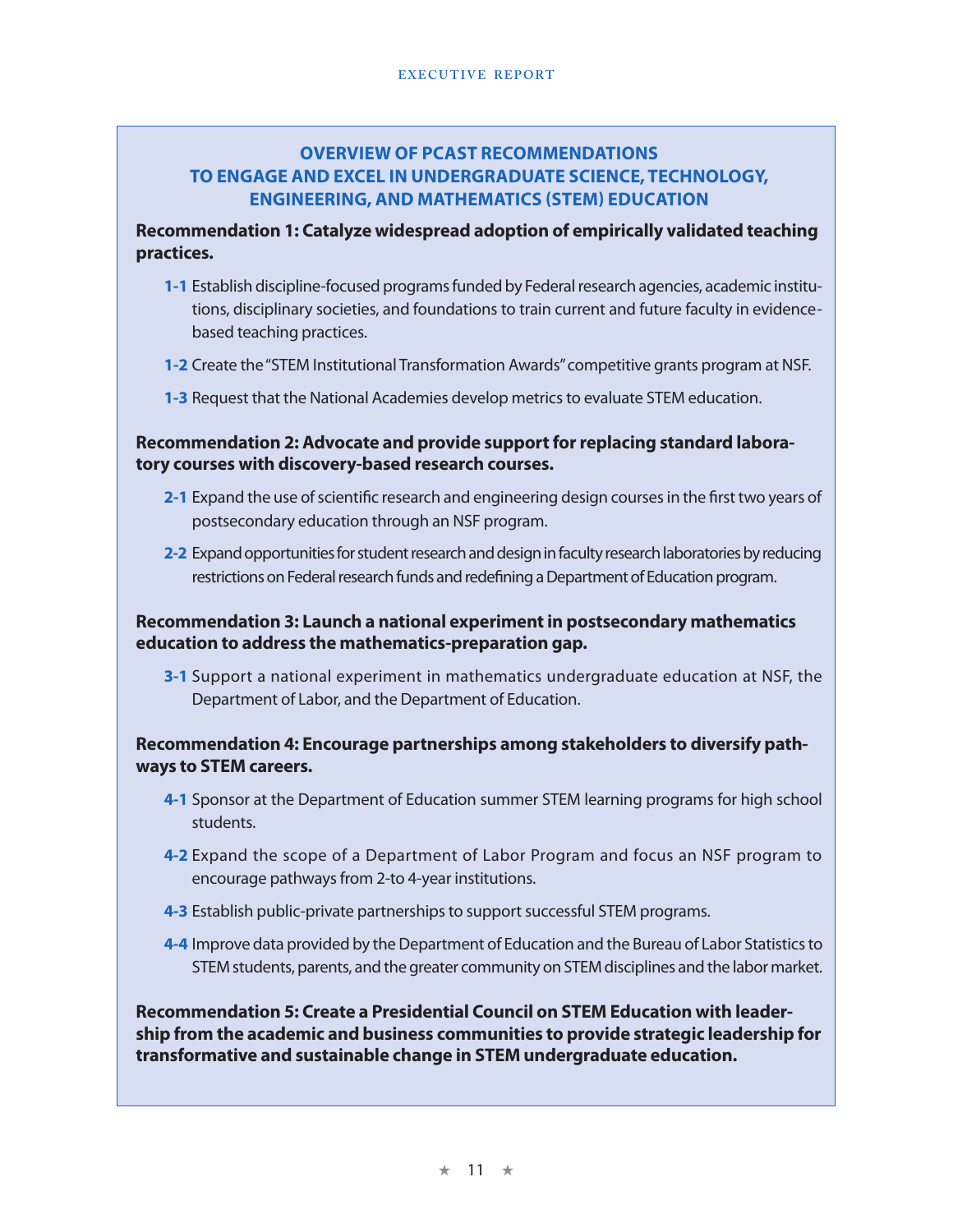## OVERVIEW OF PCAST RECOMMENDATIONS TO ENGAGE AND EXCEL IN UNDERGRADUATE SCIENCE, TECHNOLOGY, ENGINEERING, AND MATHEMATICS (STEM) EDUCATION

**Recommendation 1: Catalyze widespread adoption of empirically validated teaching practices.**

- **1-1** Establish discipline-focused programs funded by Federal research agencies, academic institutions, disciplinary societies, and foundations to train current and future faculty in evidence-based teaching practices.
- **1-2** Create the "STEM Institutional Transformation Awards" competitive grants program at NSF.
- **1-3** Request that the National Academies develop metrics to evaluate STEM education.

**Recommendation 2: Advocate and provide support for replacing standard laboratory courses with discovery-based research courses.**

- **2-1** Expand the use of scientific research and engineering design courses in the first two years of postsecondary education through an NSF program.
- **2-2** Expand opportunities for student research and design in faculty research laboratories by reducing restrictions on Federal research funds and redefining a Department of Education program.

**Recommendation 3: Launch a national experiment in postsecondary mathematics education to address the mathematics-preparation gap.**

- **3-1** Support a national experiment in mathematics undergraduate education at NSF, the Department of Labor, and the Department of Education.

**Recommendation 4: Encourage partnerships among stakeholders to diversify pathways to STEM careers.**

- **4-1** Sponsor at the Department of Education summer STEM learning programs for high school students.
- **4-2** Expand the scope of a Department of Labor Program and focus an NSF program to encourage pathways from 2-to 4-year institutions.
- **4-3** Establish public-private partnerships to support successful STEM programs.
- **4-4** Improve data provided by the Department of Education and the Bureau of Labor Statistics to STEM students, parents, and the greater community on STEM disciplines and the labor market.

**Recommendation 5: Create a Presidential Council on STEM Education with leadership from the academic and business communities to provide strategic leadership for transformative and sustainable change in STEM undergraduate education.**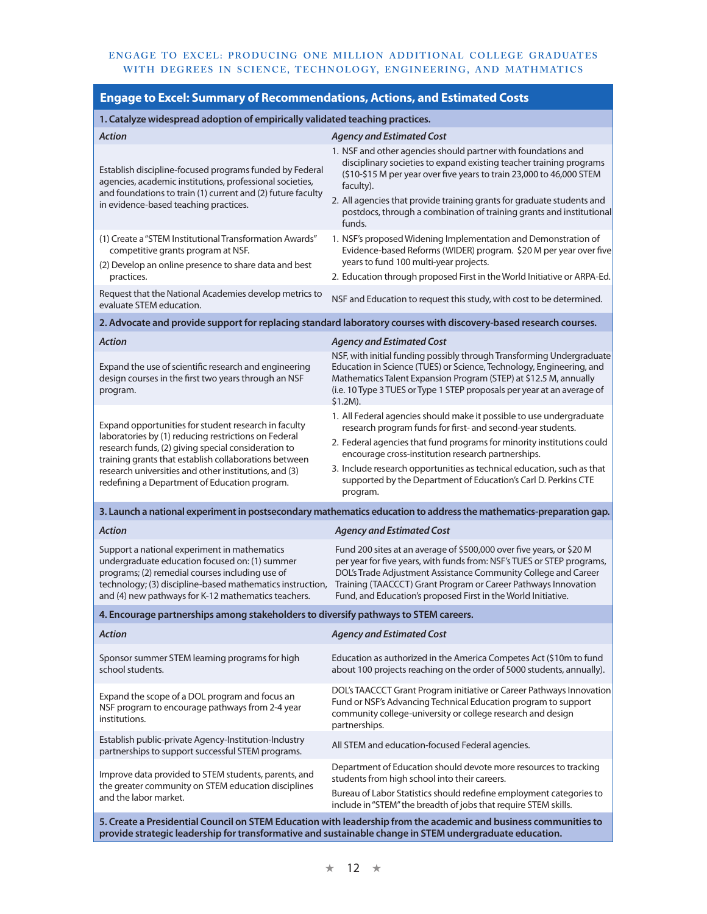## Engage to Excel: Summary of Recommendations, Actions, and Estimated Costs

| **1. Catalyze widespread adoption of empirically validated teaching practices.** | |
|---|---|
| ***Action*** | ***Agency and Estimated Cost*** |
| Establish discipline-focused programs funded by Federal agencies, academic institutions, professional societies, and foundations to train (1) current and (2) future faculty in evidence-based teaching practices. | 1. NSF and other agencies should partner with foundations and disciplinary societies to expand existing teacher training programs ($10-$15 M per year over five years to train 23,000 to 46,000 STEM faculty).<br>2. All agencies that provide training grants for graduate students and postdocs, through a combination of training grants and institutional funds. |
| (1) Create a "STEM Institutional Transformation Awards" competitive grants program at NSF.<br>(2) Develop an online presence to share data and best practices. | 1. NSF's proposed Widening Implementation and Demonstration of Evidence-based Reforms (WIDER) program. $20 M per year over five years to fund 100 multi-year projects.<br>2. Education through proposed First in the World Initiative or ARPA-Ed. |
| Request that the National Academies develop metrics to evaluate STEM education. | NSF and Education to request this study, with cost to be determined. |
| **2. Advocate and provide support for replacing standard laboratory courses with discovery-based research courses.** | |
| ***Action*** | ***Agency and Estimated Cost*** |
| Expand the use of scientific research and engineering design courses in the first two years through an NSF program. | NSF, with initial funding possibly through Transforming Undergraduate Education in Science (TUES) or Science, Technology, Engineering, and Mathematics Talent Expansion Program (STEP) at $12.5 M, annually (i.e. 10 Type 3 TUES or Type 1 STEP proposals per year at an average of $1.2M). |
| Expand opportunities for student research in faculty laboratories by (1) reducing restrictions on Federal research funds, (2) giving special consideration to training grants that establish collaborations between research universities and other institutions, and (3) redefining a Department of Education program. | 1. All Federal agencies should make it possible to use undergraduate research program funds for first- and second-year students.<br>2. Federal agencies that fund programs for minority institutions could encourage cross-institution research partnerships.<br>3. Include research opportunities as technical education, such as that supported by the Department of Education's Carl D. Perkins CTE program. |
| **3. Launch a national experiment in postsecondary mathematics education to address the mathematics-preparation gap.** | |
| ***Action*** | ***Agency and Estimated Cost*** |
| Support a national experiment in mathematics undergraduate education focused on: (1) summer programs; (2) remedial courses including use of technology; (3) discipline-based mathematics instruction, and (4) new pathways for K-12 mathematics teachers. | Fund 200 sites at an average of $500,000 over five years, or $20 M per year for five years, with funds from: NSF's TUES or STEP programs, DOL's Trade Adjustment Assistance Community College and Career Training (TAACCCT) Grant Program or Career Pathways Innovation Fund, and Education's proposed First in the World Initiative. |
| **4. Encourage partnerships among stakeholders to diversify pathways to STEM careers.** | |
| ***Action*** | ***Agency and Estimated Cost*** |
| Sponsor summer STEM learning programs for high school students. | Education as authorized in the America Competes Act ($10m to fund about 100 projects reaching on the order of 5000 students, annually). |
| Expand the scope of a DOL program and focus an NSF program to encourage pathways from 2-4 year institutions. | DOL's TAACCCT Grant Program initiative or Career Pathways Innovation Fund or NSF's Advancing Technical Education program to support community college-university or college research and design partnerships. |
| Establish public-private Agency-Institution-Industry partnerships to support successful STEM programs. | All STEM and education-focused Federal agencies. |
| Improve data provided to STEM students, parents, and the greater community on STEM education disciplines and the labor market. | Department of Education should devote more resources to tracking students from high school into their careers.<br>Bureau of Labor Statistics should redefine employment categories to include in "STEM" the breadth of jobs that require STEM skills. |
| **5. Create a Presidential Council on STEM Education with leadership from the academic and business communities to provide strategic leadership for transformative and sustainable change in STEM undergraduate education.** | |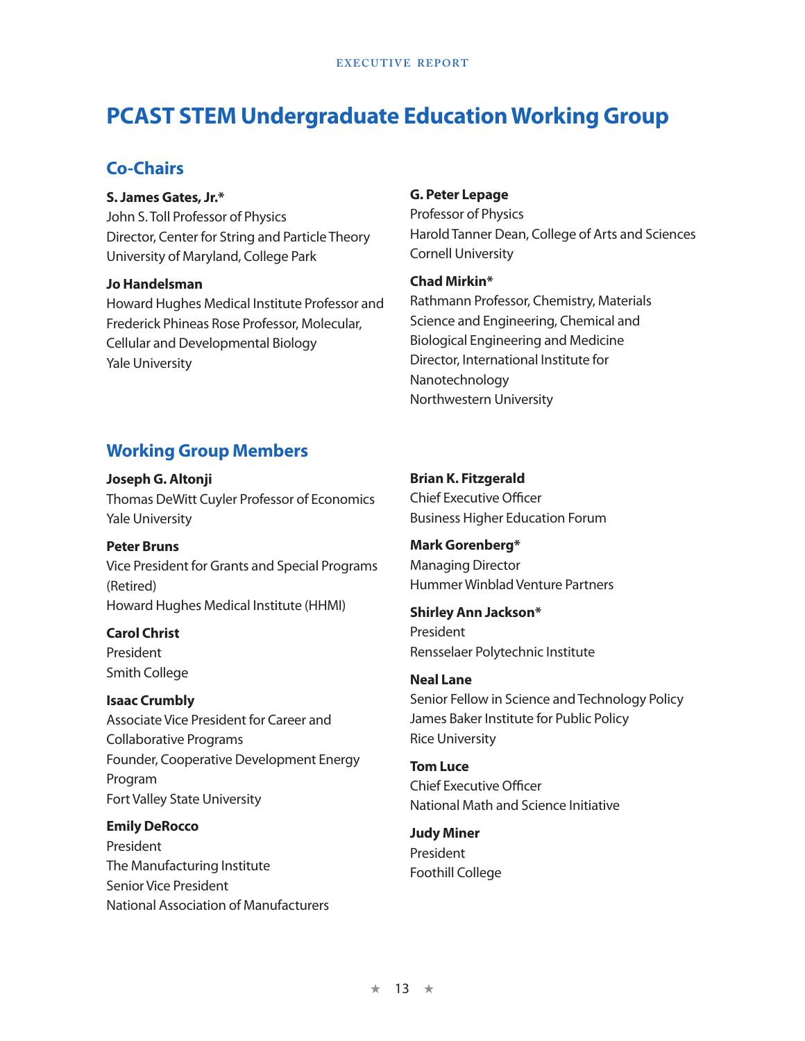# PCAST STEM Undergraduate Education Working Group

## Co-Chairs

**S. James Gates, Jr.***
John S. Toll Professor of Physics
Director, Center for String and Particle Theory
University of Maryland, College Park

**Jo Handelsman**
Howard Hughes Medical Institute Professor and Frederick Phineas Rose Professor, Molecular, Cellular and Developmental Biology
Yale University

**G. Peter Lepage**
Professor of Physics
Harold Tanner Dean, College of Arts and Sciences
Cornell University

**Chad Mirkin***
Rathmann Professor, Chemistry, Materials Science and Engineering, Chemical and Biological Engineering and Medicine
Director, International Institute for Nanotechnology
Northwestern University

## Working Group Members

**Joseph G. Altonji**
Thomas DeWitt Cuyler Professor of Economics
Yale University

**Peter Bruns**
Vice President for Grants and Special Programs (Retired)
Howard Hughes Medical Institute (HHMI)

**Carol Christ**
President
Smith College

**Isaac Crumbly**
Associate Vice President for Career and Collaborative Programs
Founder, Cooperative Development Energy Program
Fort Valley State University

**Emily DeRocco**
President
The Manufacturing Institute
Senior Vice President
National Association of Manufacturers

**Brian K. Fitzgerald**
Chief Executive Officer
Business Higher Education Forum

**Mark Gorenberg***
Managing Director
Hummer Winblad Venture Partners

**Shirley Ann Jackson***
President
Rensselaer Polytechnic Institute

**Neal Lane**
Senior Fellow in Science and Technology Policy
James Baker Institute for Public Policy
Rice University

**Tom Luce**
Chief Executive Officer
National Math and Science Initiative

**Judy Miner**
President
Foothill College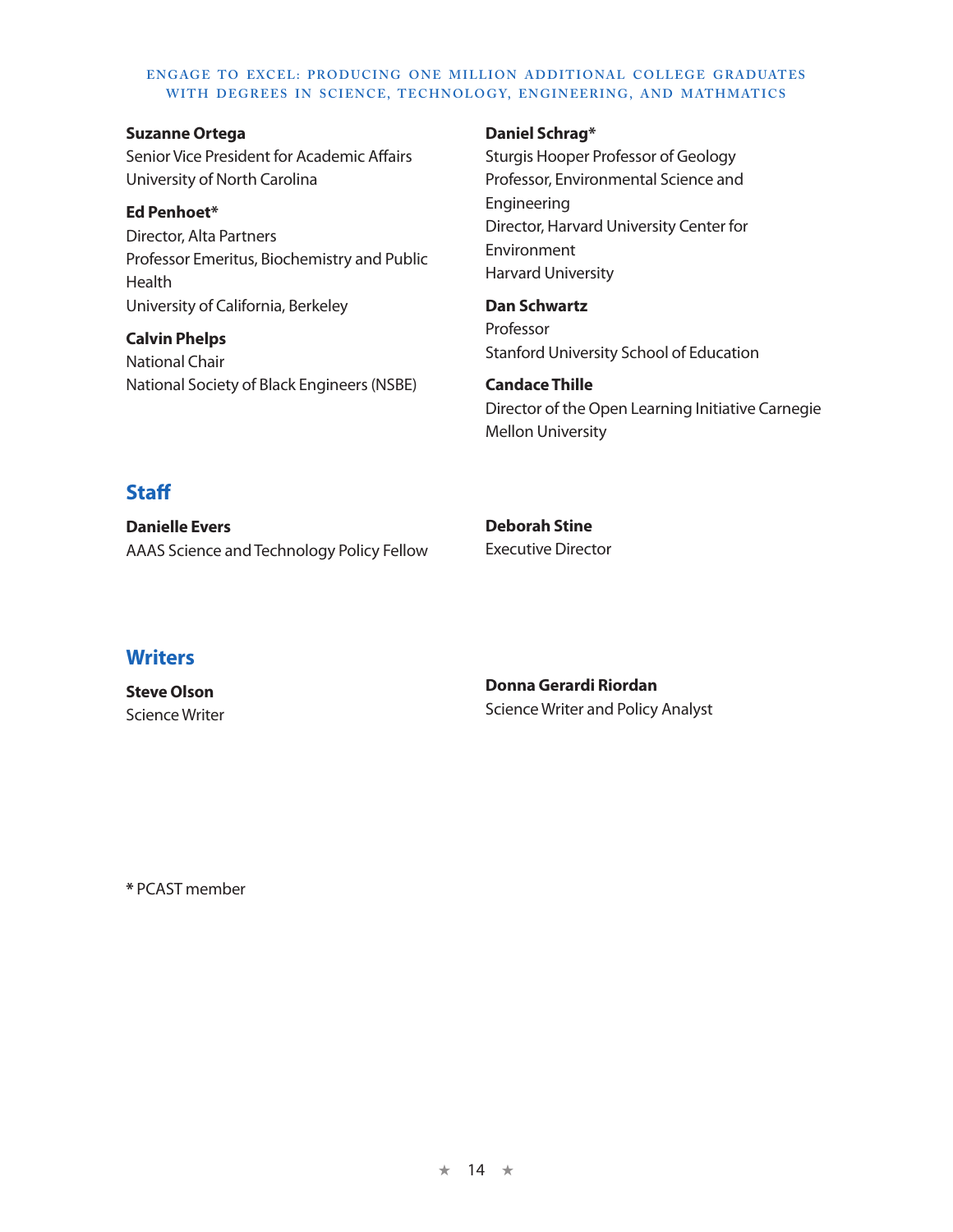**Suzanne Ortega**
Senior Vice President for Academic Affairs
University of North Carolina

**Ed Penhoet***
Director, Alta Partners
Professor Emeritus, Biochemistry and Public Health
University of California, Berkeley

**Calvin Phelps**
National Chair
National Society of Black Engineers (NSBE)

**Daniel Schrag***
Sturgis Hooper Professor of Geology
Professor, Environmental Science and Engineering
Director, Harvard University Center for Environment
Harvard University

**Dan Schwartz**
Professor
Stanford University School of Education

**Candace Thille**
Director of the Open Learning Initiative Carnegie Mellon University

## Staff

**Danielle Evers**
AAAS Science and Technology Policy Fellow

**Deborah Stine**
Executive Director

## Writers

**Steve Olson**
Science Writer

**Donna Gerardi Riordan**
Science Writer and Policy Analyst

* PCAST member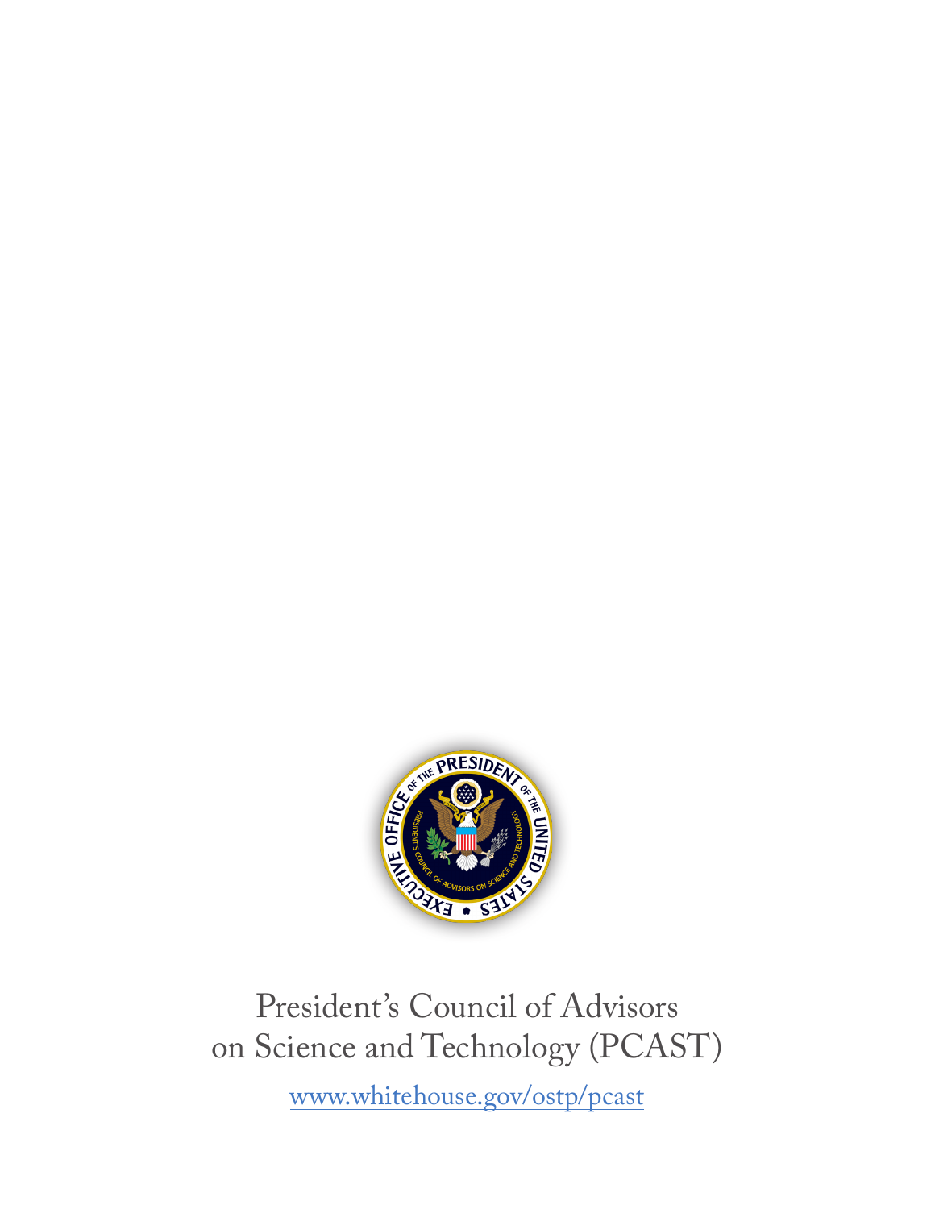President's Council of Advisors on Science and Technology (PCAST)

www.whitehouse.gov/ostp/pcast